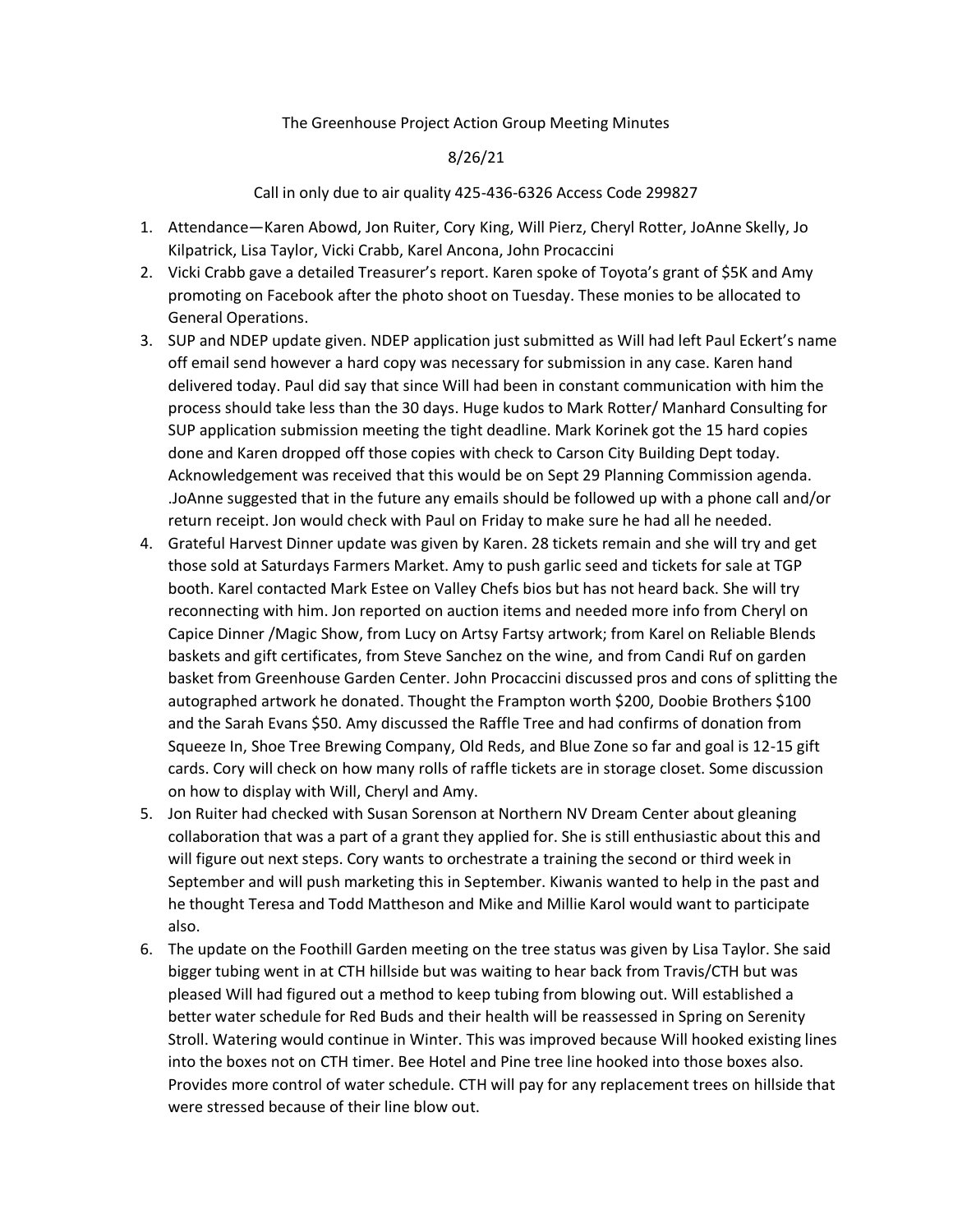The Greenhouse Project Action Group Meeting Minutes

8/26/21

Call in only due to air quality 425-436-6326 Access Code 299827

1. Attendance—Karen Abowd, Jon Ruiter, Cory King, Will Pierz, Cheryl Rotter, JoAnne Skelly, Jo Kilpatrick, Lisa Taylor, Vicki Crabb, Karel Ancona, John Procaccini
2. Vicki Crabb gave a detailed Treasurer's report. Karen spoke of Toyota's grant of $5K and Amy promoting on Facebook after the photo shoot on Tuesday. These monies to be allocated to General Operations.
3. SUP and NDEP update given. NDEP application just submitted as Will had left Paul Eckert's name off email send however a hard copy was necessary for submission in any case. Karen hand delivered today. Paul did say that since Will had been in constant communication with him the process should take less than the 30 days. Huge kudos to Mark Rotter/ Manhard Consulting for SUP application submission meeting the tight deadline. Mark Korinek got the 15 hard copies done and Karen dropped off those copies with check to Carson City Building Dept today. Acknowledgement was received that this would be on Sept 29 Planning Commission agenda. .JoAnne suggested that in the future any emails should be followed up with a phone call and/or return receipt. Jon would check with Paul on Friday to make sure he had all he needed.
4. Grateful Harvest Dinner update was given by Karen. 28 tickets remain and she will try and get those sold at Saturdays Farmers Market. Amy to push garlic seed and tickets for sale at TGP booth. Karel contacted Mark Estee on Valley Chefs bios but has not heard back. She will try reconnecting with him. Jon reported on auction items and needed more info from Cheryl on Capice Dinner /Magic Show, from Lucy on Artsy Fartsy artwork; from Karel on Reliable Blends baskets and gift certificates, from Steve Sanchez on the wine, and from Candi Ruf on garden basket from Greenhouse Garden Center. John Procaccini discussed pros and cons of splitting the autographed artwork he donated. Thought the Frampton worth $200, Doobie Brothers $100 and the Sarah Evans $50. Amy discussed the Raffle Tree and had confirms of donation from Squeeze In, Shoe Tree Brewing Company, Old Reds, and Blue Zone so far and goal is 12-15 gift cards. Cory will check on how many rolls of raffle tickets are in storage closet. Some discussion on how to display with Will, Cheryl and Amy.
5. Jon Ruiter had checked with Susan Sorenson at Northern NV Dream Center about gleaning collaboration that was a part of a grant they applied for. She is still enthusiastic about this and will figure out next steps. Cory wants to orchestrate a training the second or third week in September and will push marketing this in September. Kiwanis wanted to help in the past and he thought Teresa and Todd Mattheson and Mike and Millie Karol would want to participate also.
6. The update on the Foothill Garden meeting on the tree status was given by Lisa Taylor. She said bigger tubing went in at CTH hillside but was waiting to hear back from Travis/CTH but was pleased Will had figured out a method to keep tubing from blowing out. Will established a better water schedule for Red Buds and their health will be reassessed in Spring on Serenity Stroll. Watering would continue in Winter. This was improved because Will hooked existing lines into the boxes not on CTH timer. Bee Hotel and Pine tree line hooked into those boxes also. Provides more control of water schedule. CTH will pay for any replacement trees on hillside that were stressed because of their line blow out.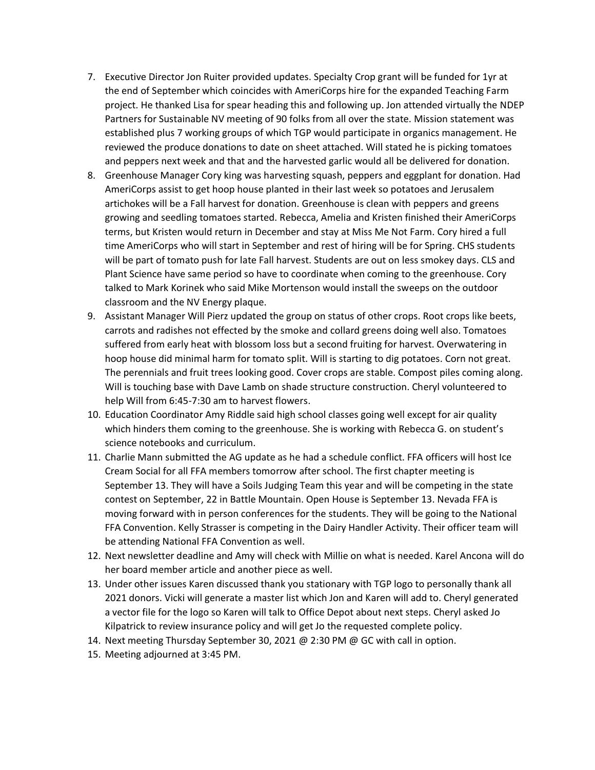7. Executive Director Jon Ruiter provided updates. Specialty Crop grant will be funded for 1yr at the end of September which coincides with AmeriCorps hire for the expanded Teaching Farm project. He thanked Lisa for spear heading this and following up. Jon attended virtually the NDEP Partners for Sustainable NV meeting of 90 folks from all over the state. Mission statement was established plus 7 working groups of which TGP would participate in organics management. He reviewed the produce donations to date on sheet attached. Will stated he is picking tomatoes and peppers next week and that and the harvested garlic would all be delivered for donation.
8. Greenhouse Manager Cory king was harvesting squash, peppers and eggplant for donation. Had AmeriCorps assist to get hoop house planted in their last week so potatoes and Jerusalem artichokes will be a Fall harvest for donation. Greenhouse is clean with peppers and greens growing and seedling tomatoes started. Rebecca, Amelia and Kristen finished their AmeriCorps terms, but Kristen would return in December and stay at Miss Me Not Farm. Cory hired a full time AmeriCorps who will start in September and rest of hiring will be for Spring. CHS students will be part of tomato push for late Fall harvest. Students are out on less smokey days. CLS and Plant Science have same period so have to coordinate when coming to the greenhouse. Cory talked to Mark Korinek who said Mike Mortenson would install the sweeps on the outdoor classroom and the NV Energy plaque.
9. Assistant Manager Will Pierz updated the group on status of other crops. Root crops like beets, carrots and radishes not effected by the smoke and collard greens doing well also. Tomatoes suffered from early heat with blossom loss but a second fruiting for harvest. Overwatering in hoop house did minimal harm for tomato split. Will is starting to dig potatoes. Corn not great. The perennials and fruit trees looking good. Cover crops are stable. Compost piles coming along. Will is touching base with Dave Lamb on shade structure construction. Cheryl volunteered to help Will from 6:45-7:30 am to harvest flowers.
10. Education Coordinator Amy Riddle said high school classes going well except for air quality which hinders them coming to the greenhouse. She is working with Rebecca G. on student's science notebooks and curriculum.
11. Charlie Mann submitted the AG update as he had a schedule conflict. FFA officers will host Ice Cream Social for all FFA members tomorrow after school. The first chapter meeting is September 13. They will have a Soils Judging Team this year and will be competing in the state contest on September, 22 in Battle Mountain. Open House is September 13. Nevada FFA is moving forward with in person conferences for the students. They will be going to the National FFA Convention. Kelly Strasser is competing in the Dairy Handler Activity. Their officer team will be attending National FFA Convention as well.
12. Next newsletter deadline and Amy will check with Millie on what is needed. Karel Ancona will do her board member article and another piece as well.
13. Under other issues Karen discussed thank you stationary with TGP logo to personally thank all 2021 donors. Vicki will generate a master list which Jon and Karen will add to. Cheryl generated a vector file for the logo so Karen will talk to Office Depot about next steps. Cheryl asked Jo Kilpatrick to review insurance policy and will get Jo the requested complete policy.
14. Next meeting Thursday September 30, 2021 @ 2:30 PM @ GC with call in option.
15. Meeting adjourned at 3:45 PM.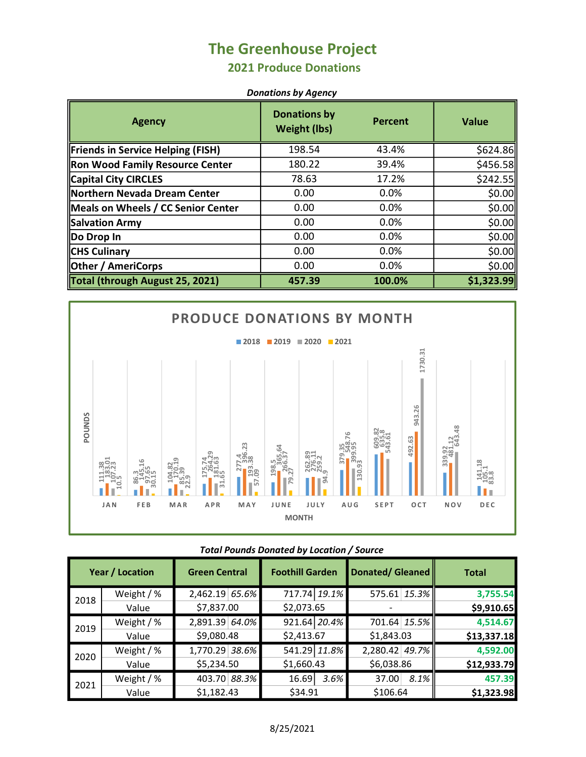# The Greenhouse Project

## 2021 Produce Donations

***Donations by Agency***

| Agency | Donations by Weight (lbs) | Percent | Value |
|---|---|---|---|
| **Friends in Service Helping (FISH)** | 198.54 | 43.4% | $624.86 |
| **Ron Wood Family Resource Center** | 180.22 | 39.4% | $456.58 |
| **Capital City CIRCLES** | 78.63 | 17.2% | $242.55 |
| **Northern Nevada Dream Center** | 0.00 | 0.0% | $0.00 |
| **Meals on Wheels / CC Senior Center** | 0.00 | 0.0% | $0.00 |
| **Salvation Army** | 0.00 | 0.0% | $0.00 |
| **Do Drop In** | 0.00 | 0.0% | $0.00 |
| **CHS Culinary** | 0.00 | 0.0% | $0.00 |
| **Other / AmeriCorps** | 0.00 | 0.0% | $0.00 |
| **Total (through August 25, 2021)** | **457.39** | **100.0%** | **$1,323.99** |

PRODUCE DONATIONS BY MONTH

2018 2019 2020 2021

POUNDS

JAN: 111.38, 183.01, 107.23, 10.5
FEB: 86.3, 145.16, 97.65, 30.15
MAR: 104.82, 170.19, 85.39, 22.9
APR: 175.74, 264.29, 181.63, 31.65
MAY: 277.4, 396.23, 193.38, 57.09
JUNE: 198.5, 365.64, 266.37, 79.27
JULY: 262.89, 276.11, 259.2, 94.9
AUG: 379.35, 548.76, 399.95, 130.93
SEPT: 609.82, 635.8, 543.61
OCT: 492.63, 943.26, 1730.31
NOV: 339.92, 481.12, 643.48
DEC: 141.18, 105.1, 83.8

MONTH

***Total Pounds Donated by Location / Source***

| Year / Location | | Green Central | | Foothill Garden | | Donated/ Gleaned | | Total |
|---|---|---|---|---|---|---|---|---|
| 2018 | Weight / % | 2,462.19 | *65.6%* | 717.74 | *19.1%* | 575.61 | *15.3%* | **3,755.54** |
| | Value | $7,837.00 | | $2,073.65 | | - | | **$9,910.65** |
| 2019 | Weight / % | 2,891.39 | *64.0%* | 921.64 | *20.4%* | 701.64 | *15.5%* | **4,514.67** |
| | Value | $9,080.48 | | $2,413.67 | | $1,843.03 | | **$13,337.18** |
| 2020 | Weight / % | 1,770.29 | *38.6%* | 541.29 | *11.8%* | 2,280.42 | *49.7%* | **4,592.00** |
| | Value | $5,234.50 | | $1,660.43 | | $6,038.86 | | **$12,933.79** |
| 2021 | Weight / % | 403.70 | *88.3%* | 16.69 | *3.6%* | 37.00 | *8.1%* | **457.39** |
| | Value | $1,182.43 | | $34.91 | | $106.64 | | **$1,323.98** |

8/25/2021